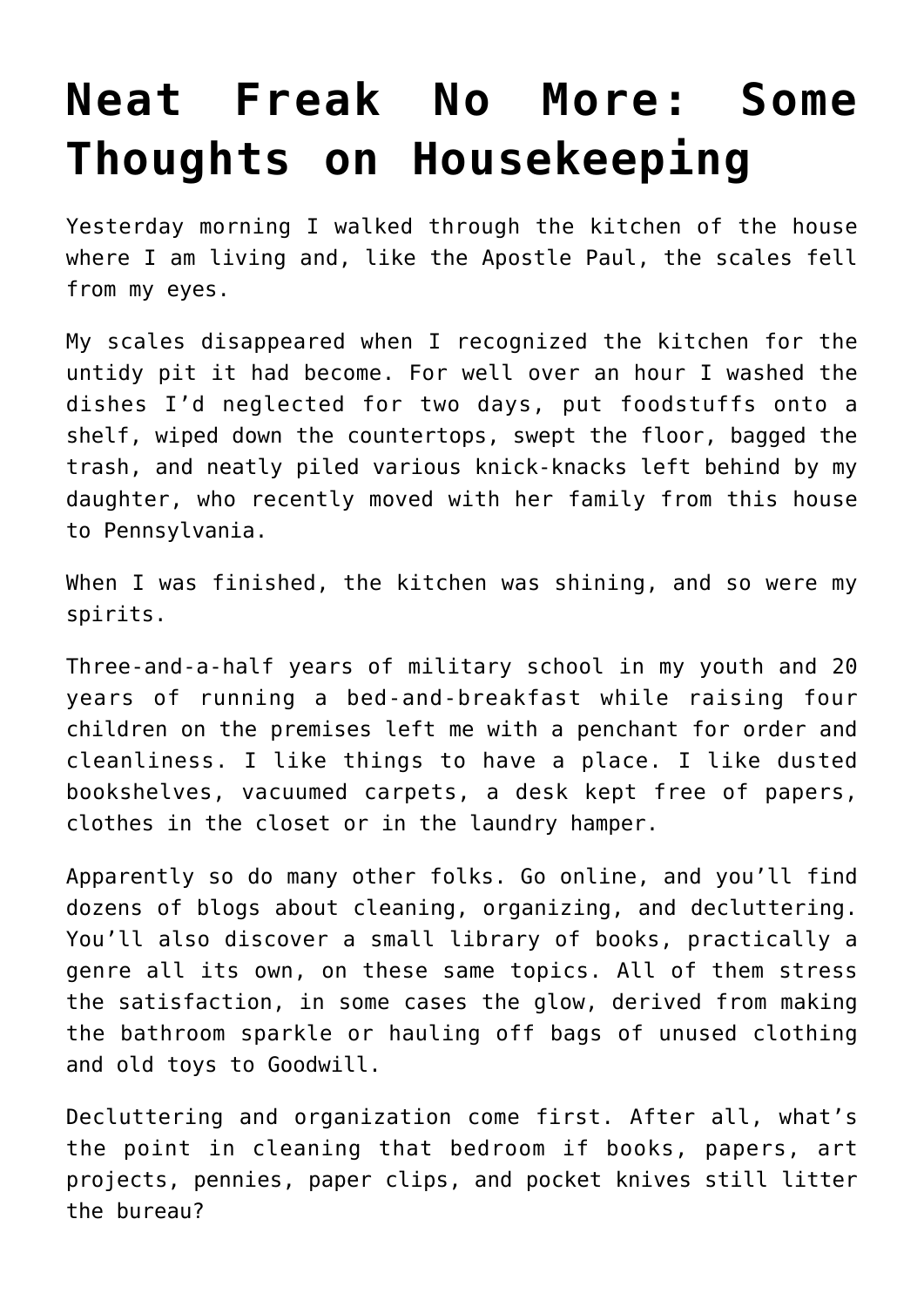# Neat Freak No More: Some Thoughts on Housekeeping

Yesterday morning I walked through the kitchen of the house where I am living and, like the Apostle Paul, the scales fell from my eyes.

My scales disappeared when I recognized the kitchen for the untidy pit it had become. For well over an hour I washed the dishes I'd neglected for two days, put foodstuffs onto a shelf, wiped down the countertops, swept the floor, bagged the trash, and neatly piled various knick-knacks left behind by my daughter, who recently moved with her family from this house to Pennsylvania.

When I was finished, the kitchen was shining, and so were my spirits.

Three-and-a-half years of military school in my youth and 20 years of running a bed-and-breakfast while raising four children on the premises left me with a penchant for order and cleanliness. I like things to have a place. I like dusted bookshelves, vacuumed carpets, a desk kept free of papers, clothes in the closet or in the laundry hamper.

Apparently so do many other folks. Go online, and you'll find dozens of blogs about cleaning, organizing, and decluttering. You'll also discover a small library of books, practically a genre all its own, on these same topics. All of them stress the satisfaction, in some cases the glow, derived from making the bathroom sparkle or hauling off bags of unused clothing and old toys to Goodwill.

Decluttering and organization come first. After all, what's the point in cleaning that bedroom if books, papers, art projects, pennies, paper clips, and pocket knives still litter the bureau?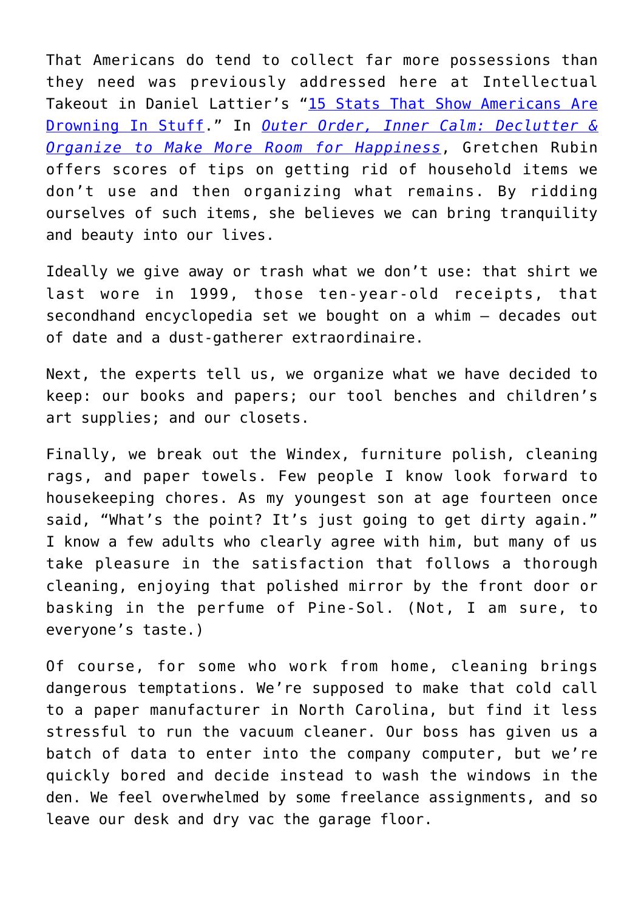That Americans do tend to collect far more possessions than they need was previously addressed here at Intellectual Takeout in Daniel Lattier's "[15 Stats That Show Americans Are Drowning In Stuff](#)." In *[Outer Order, Inner Calm: Declutter & Organize to Make More Room for Happiness](#)*, Gretchen Rubin offers scores of tips on getting rid of household items we don't use and then organizing what remains. By ridding ourselves of such items, she believes we can bring tranquility and beauty into our lives.

Ideally we give away or trash what we don't use: that shirt we last wore in 1999, those ten-year-old receipts, that secondhand encyclopedia set we bought on a whim – decades out of date and a dust-gatherer extraordinaire.

Next, the experts tell us, we organize what we have decided to keep: our books and papers; our tool benches and children's art supplies; and our closets.

Finally, we break out the Windex, furniture polish, cleaning rags, and paper towels. Few people I know look forward to housekeeping chores. As my youngest son at age fourteen once said, "What's the point? It's just going to get dirty again." I know a few adults who clearly agree with him, but many of us take pleasure in the satisfaction that follows a thorough cleaning, enjoying that polished mirror by the front door or basking in the perfume of Pine-Sol. (Not, I am sure, to everyone's taste.)

Of course, for some who work from home, cleaning brings dangerous temptations. We're supposed to make that cold call to a paper manufacturer in North Carolina, but find it less stressful to run the vacuum cleaner. Our boss has given us a batch of data to enter into the company computer, but we're quickly bored and decide instead to wash the windows in the den. We feel overwhelmed by some freelance assignments, and so leave our desk and dry vac the garage floor.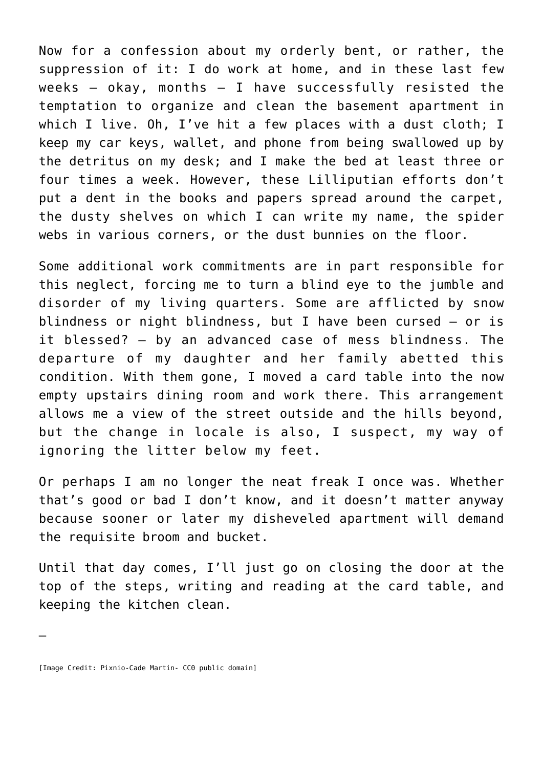Now for a confession about my orderly bent, or rather, the suppression of it: I do work at home, and in these last few weeks – okay, months – I have successfully resisted the temptation to organize and clean the basement apartment in which I live. Oh, I've hit a few places with a dust cloth; I keep my car keys, wallet, and phone from being swallowed up by the detritus on my desk; and I make the bed at least three or four times a week. However, these Lilliputian efforts don't put a dent in the books and papers spread around the carpet, the dusty shelves on which I can write my name, the spider webs in various corners, or the dust bunnies on the floor.

Some additional work commitments are in part responsible for this neglect, forcing me to turn a blind eye to the jumble and disorder of my living quarters. Some are afflicted by snow blindness or night blindness, but I have been cursed – or is it blessed? – by an advanced case of mess blindness. The departure of my daughter and her family abetted this condition. With them gone, I moved a card table into the now empty upstairs dining room and work there. This arrangement allows me a view of the street outside and the hills beyond, but the change in locale is also, I suspect, my way of ignoring the litter below my feet.

Or perhaps I am no longer the neat freak I once was. Whether that's good or bad I don't know, and it doesn't matter anyway because sooner or later my disheveled apartment will demand the requisite broom and bucket.

Until that day comes, I'll just go on closing the door at the top of the steps, writing and reading at the card table, and keeping the kitchen clean.

—

[Image Credit: Pixnio-Cade Martin- CC0 public domain]